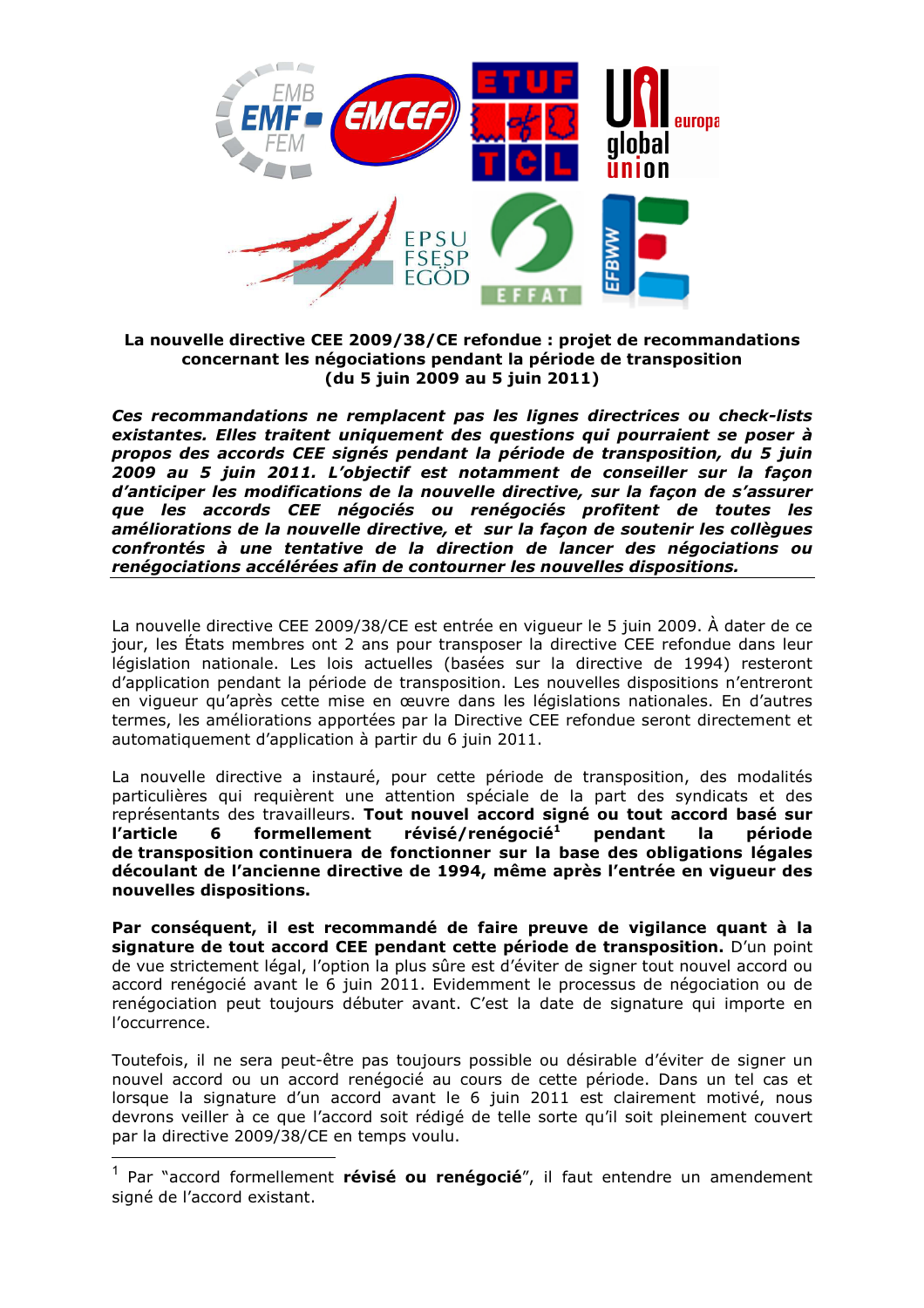**La nouvelle directive CEE 2009/38/CE refondue : projet de recommandations concernant les négociations pendant la période de transposition (du 5 juin 2009 au 5 juin 2011)**

***Ces recommandations ne remplacent pas les lignes directrices ou check-lists existantes. Elles traitent uniquement des questions qui pourraient se poser à propos des accords CEE signés pendant la période de transposition, du 5 juin 2009 au 5 juin 2011. L'objectif est notamment de conseiller sur la façon d'anticiper les modifications de la nouvelle directive, sur la façon de s'assurer que les accords CEE négociés ou renégociés profitent de toutes les améliorations de la nouvelle directive, et sur la façon de soutenir les collègues confrontés à une tentative de la direction de lancer des négociations ou renégociations accélérées afin de contourner les nouvelles dispositions.***

---

La nouvelle directive CEE 2009/38/CE est entrée en vigueur le 5 juin 2009. À dater de ce jour, les États membres ont 2 ans pour transposer la directive CEE refondue dans leur législation nationale. Les lois actuelles (basées sur la directive de 1994) resteront d'application pendant la période de transposition. Les nouvelles dispositions n'entreront en vigueur qu'après cette mise en œuvre dans les législations nationales. En d'autres termes, les améliorations apportées par la Directive CEE refondue seront directement et automatiquement d'application à partir du 6 juin 2011.

La nouvelle directive a instauré, pour cette période de transposition, des modalités particulières qui requièrent une attention spéciale de la part des syndicats et des représentants des travailleurs. **Tout nouvel accord signé ou tout accord basé sur l'article 6 formellement révisé/renégocié[1] pendant la période de transposition continuera de fonctionner sur la base des obligations légales découlant de l'ancienne directive de 1994, même après l'entrée en vigueur des nouvelles dispositions.**

**Par conséquent, il est recommandé de faire preuve de vigilance quant à la signature de tout accord CEE pendant cette période de transposition.** D'un point de vue strictement légal, l'option la plus sûre est d'éviter de signer tout nouvel accord ou accord renégocié avant le 6 juin 2011. Evidemment le processus de négociation ou de renégociation peut toujours débuter avant. C'est la date de signature qui importe en l'occurrence.

Toutefois, il ne sera peut-être pas toujours possible ou désirable d'éviter de signer un nouvel accord ou un accord renégocié au cours de cette période. Dans un tel cas et lorsque la signature d'un accord avant le 6 juin 2011 est clairement motivé, nous devrons veiller à ce que l'accord soit rédigé de telle sorte qu'il soit pleinement couvert par la directive 2009/38/CE en temps voulu.

---

[1] Par "accord formellement **révisé ou renégocié**", il faut entendre un amendement signé de l'accord existant.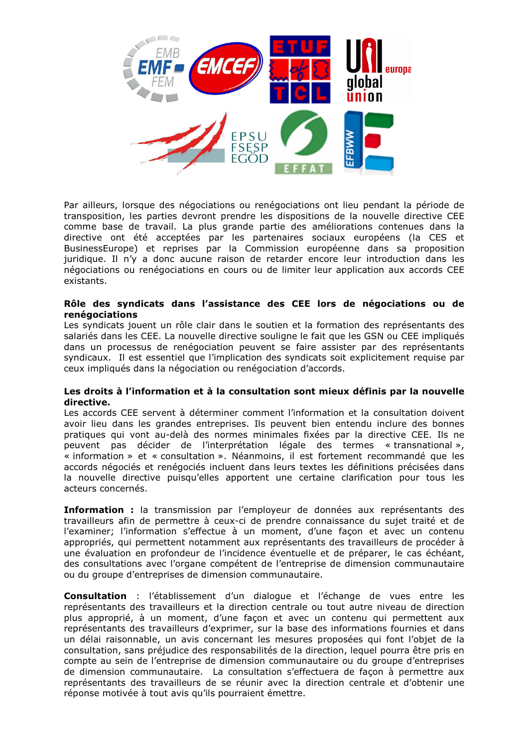Par ailleurs, lorsque des négociations ou renégociations ont lieu pendant la période de transposition, les parties devront prendre les dispositions de la nouvelle directive CEE comme base de travail. La plus grande partie des améliorations contenues dans la directive ont été acceptées par les partenaires sociaux européens (la CES et BusinessEurope) et reprises par la Commission européenne dans sa proposition juridique. Il n'y a donc aucune raison de retarder encore leur introduction dans les négociations ou renégociations en cours ou de limiter leur application aux accords CEE existants.

**Rôle des syndicats dans l'assistance des CEE lors de négociations ou de renégociations**

Les syndicats jouent un rôle clair dans le soutien et la formation des représentants des salariés dans les CEE. La nouvelle directive souligne le fait que les GSN ou CEE impliqués dans un processus de renégociation peuvent se faire assister par des représentants syndicaux. Il est essentiel que l'implication des syndicats soit explicitement requise par ceux impliqués dans la négociation ou renégociation d'accords.

**Les droits à l'information et à la consultation sont mieux définis par la nouvelle directive.**

Les accords CEE servent à déterminer comment l'information et la consultation doivent avoir lieu dans les grandes entreprises. Ils peuvent bien entendu inclure des bonnes pratiques qui vont au-delà des normes minimales fixées par la directive CEE. Ils ne peuvent pas décider de l'interprétation légale des termes « transnational », « information » et « consultation ». Néanmoins, il est fortement recommandé que les accords négociés et renégociés incluent dans leurs textes les définitions précisées dans la nouvelle directive puisqu'elles apportent une certaine clarification pour tous les acteurs concernés.

**Information :** la transmission par l'employeur de données aux représentants des travailleurs afin de permettre à ceux-ci de prendre connaissance du sujet traité et de l'examiner; l'information s'effectue à un moment, d'une façon et avec un contenu appropriés, qui permettent notamment aux représentants des travailleurs de procéder à une évaluation en profondeur de l'incidence éventuelle et de préparer, le cas échéant, des consultations avec l'organe compétent de l'entreprise de dimension communautaire ou du groupe d'entreprises de dimension communautaire.

**Consultation** : l'établissement d'un dialogue et l'échange de vues entre les représentants des travailleurs et la direction centrale ou tout autre niveau de direction plus approprié, à un moment, d'une façon et avec un contenu qui permettent aux représentants des travailleurs d'exprimer, sur la base des informations fournies et dans un délai raisonnable, un avis concernant les mesures proposées qui font l'objet de la consultation, sans préjudice des responsabilités de la direction, lequel pourra être pris en compte au sein de l'entreprise de dimension communautaire ou du groupe d'entreprises de dimension communautaire. La consultation s'effectuera de façon à permettre aux représentants des travailleurs de se réunir avec la direction centrale et d'obtenir une réponse motivée à tout avis qu'ils pourraient émettre.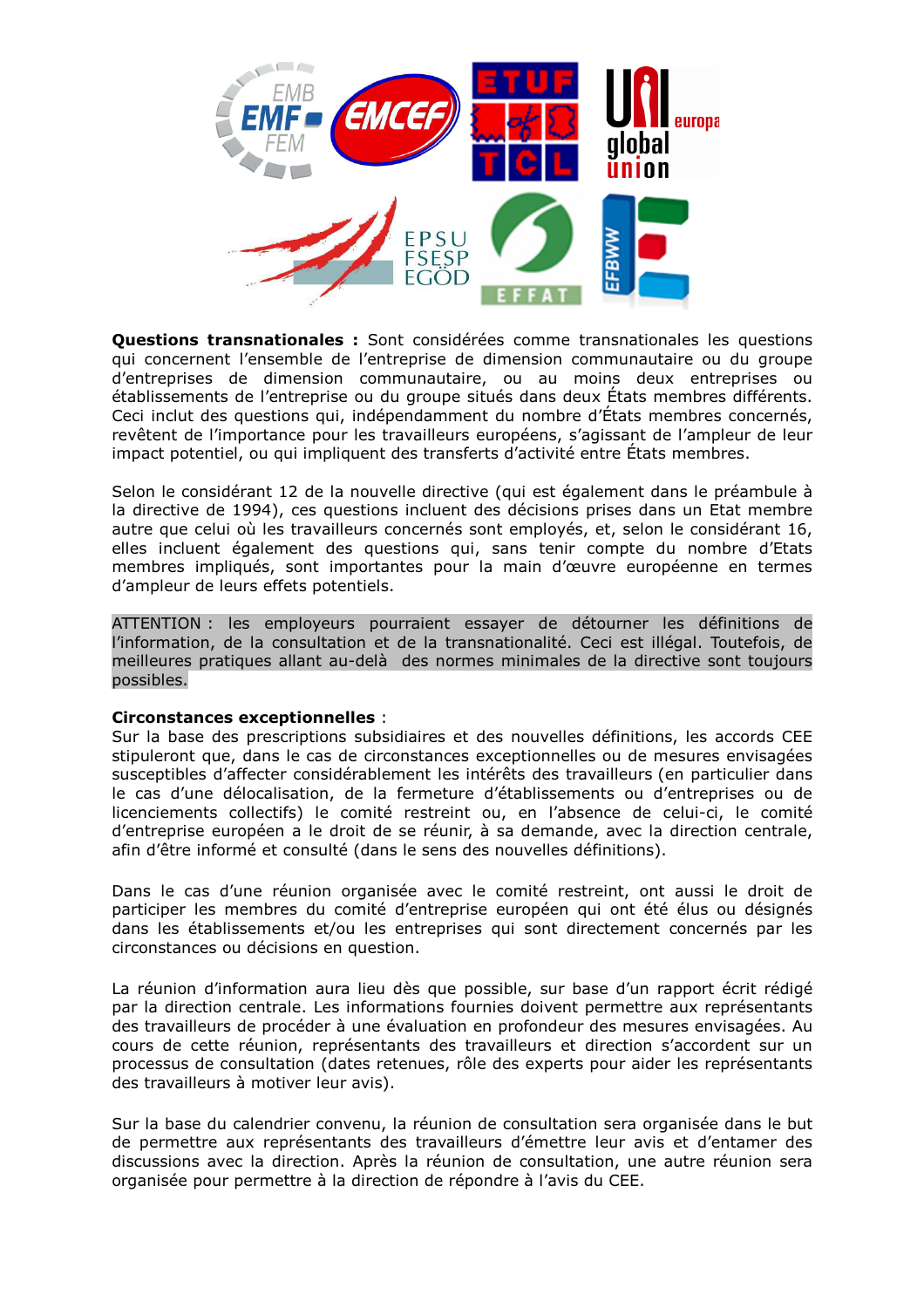**Questions transnationales :** Sont considérées comme transnationales les questions qui concernent l'ensemble de l'entreprise de dimension communautaire ou du groupe d'entreprises de dimension communautaire, ou au moins deux entreprises ou établissements de l'entreprise ou du groupe situés dans deux États membres différents. Ceci inclut des questions qui, indépendamment du nombre d'États membres concernés, revêtent de l'importance pour les travailleurs européens, s'agissant de l'ampleur de leur impact potentiel, ou qui impliquent des transferts d'activité entre États membres.

Selon le considérant 12 de la nouvelle directive (qui est également dans le préambule à la directive de 1994), ces questions incluent des décisions prises dans un Etat membre autre que celui où les travailleurs concernés sont employés, et, selon le considérant 16, elles incluent également des questions qui, sans tenir compte du nombre d'Etats membres impliqués, sont importantes pour la main d'œuvre européenne en termes d'ampleur de leurs effets potentiels.

ATTENTION : les employeurs pourraient essayer de détourner les définitions de l'information, de la consultation et de la transnationalité. Ceci est illégal. Toutefois, de meilleures pratiques allant au-delà des normes minimales de la directive sont toujours possibles.

**Circonstances exceptionnelles** :
Sur la base des prescriptions subsidiaires et des nouvelles définitions, les accords CEE stipuleront que, dans le cas de circonstances exceptionnelles ou de mesures envisagées susceptibles d'affecter considérablement les intérêts des travailleurs (en particulier dans le cas d'une délocalisation, de la fermeture d'établissements ou d'entreprises ou de licenciements collectifs) le comité restreint ou, en l'absence de celui-ci, le comité d'entreprise européen a le droit de se réunir, à sa demande, avec la direction centrale, afin d'être informé et consulté (dans le sens des nouvelles définitions).

Dans le cas d'une réunion organisée avec le comité restreint, ont aussi le droit de participer les membres du comité d'entreprise européen qui ont été élus ou désignés dans les établissements et/ou les entreprises qui sont directement concernés par les circonstances ou décisions en question.

La réunion d'information aura lieu dès que possible, sur base d'un rapport écrit rédigé par la direction centrale. Les informations fournies doivent permettre aux représentants des travailleurs de procéder à une évaluation en profondeur des mesures envisagées. Au cours de cette réunion, représentants des travailleurs et direction s'accordent sur un processus de consultation (dates retenues, rôle des experts pour aider les représentants des travailleurs à motiver leur avis).

Sur la base du calendrier convenu, la réunion de consultation sera organisée dans le but de permettre aux représentants des travailleurs d'émettre leur avis et d'entamer des discussions avec la direction. Après la réunion de consultation, une autre réunion sera organisée pour permettre à la direction de répondre à l'avis du CEE.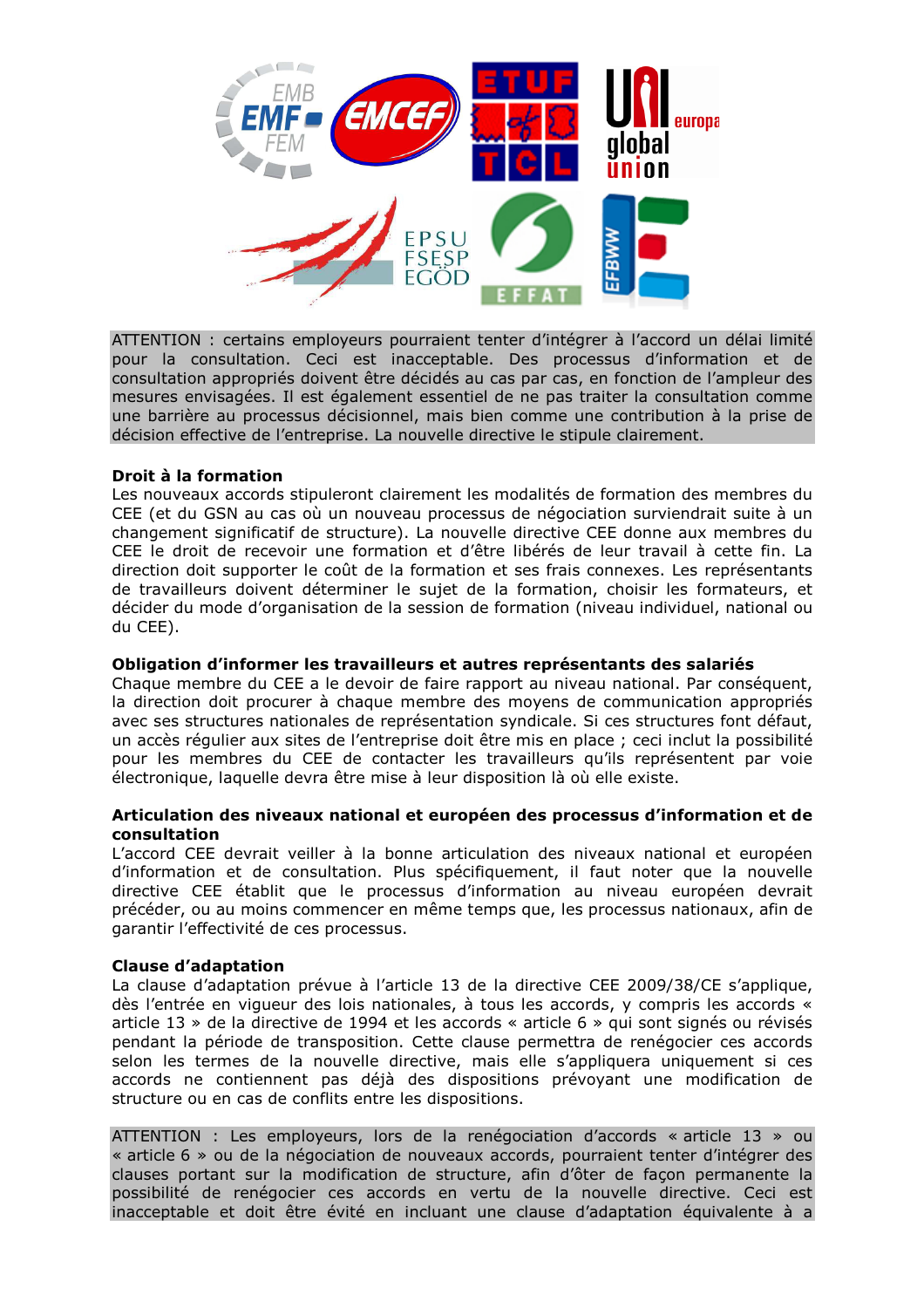ATTENTION : certains employeurs pourraient tenter d'intégrer à l'accord un délai limité pour la consultation. Ceci est inacceptable. Des processus d'information et de consultation appropriés doivent être décidés au cas par cas, en fonction de l'ampleur des mesures envisagées. Il est également essentiel de ne pas traiter la consultation comme une barrière au processus décisionnel, mais bien comme une contribution à la prise de décision effective de l'entreprise. La nouvelle directive le stipule clairement.

**Droit à la formation**

Les nouveaux accords stipuleront clairement les modalités de formation des membres du CEE (et du GSN au cas où un nouveau processus de négociation surviendrait suite à un changement significatif de structure). La nouvelle directive CEE donne aux membres du CEE le droit de recevoir une formation et d'être libérés de leur travail à cette fin. La direction doit supporter le coût de la formation et ses frais connexes. Les représentants de travailleurs doivent déterminer le sujet de la formation, choisir les formateurs, et décider du mode d'organisation de la session de formation (niveau individuel, national ou du CEE).

**Obligation d'informer les travailleurs et autres représentants des salariés**

Chaque membre du CEE a le devoir de faire rapport au niveau national. Par conséquent, la direction doit procurer à chaque membre des moyens de communication appropriés avec ses structures nationales de représentation syndicale. Si ces structures font défaut, un accès régulier aux sites de l'entreprise doit être mis en place ; ceci inclut la possibilité pour les membres du CEE de contacter les travailleurs qu'ils représentent par voie électronique, laquelle devra être mise à leur disposition là où elle existe.

**Articulation des niveaux national et européen des processus d'information et de consultation**

L'accord CEE devrait veiller à la bonne articulation des niveaux national et européen d'information et de consultation. Plus spécifiquement, il faut noter que la nouvelle directive CEE établit que le processus d'information au niveau européen devrait précéder, ou au moins commencer en même temps que, les processus nationaux, afin de garantir l'effectivité de ces processus.

**Clause d'adaptation**

La clause d'adaptation prévue à l'article 13 de la directive CEE 2009/38/CE s'applique, dès l'entrée en vigueur des lois nationales, à tous les accords, y compris les accords « article 13 » de la directive de 1994 et les accords « article 6 » qui sont signés ou révisés pendant la période de transposition. Cette clause permettra de renégocier ces accords selon les termes de la nouvelle directive, mais elle s'appliquera uniquement si ces accords ne contiennent pas déjà des dispositions prévoyant une modification de structure ou en cas de conflits entre les dispositions.

ATTENTION : Les employeurs, lors de la renégociation d'accords « article 13 » ou « article 6 » ou de la négociation de nouveaux accords, pourraient tenter d'intégrer des clauses portant sur la modification de structure, afin d'ôter de façon permanente la possibilité de renégocier ces accords en vertu de la nouvelle directive. Ceci est inacceptable et doit être évité en incluant une clause d'adaptation équivalente à a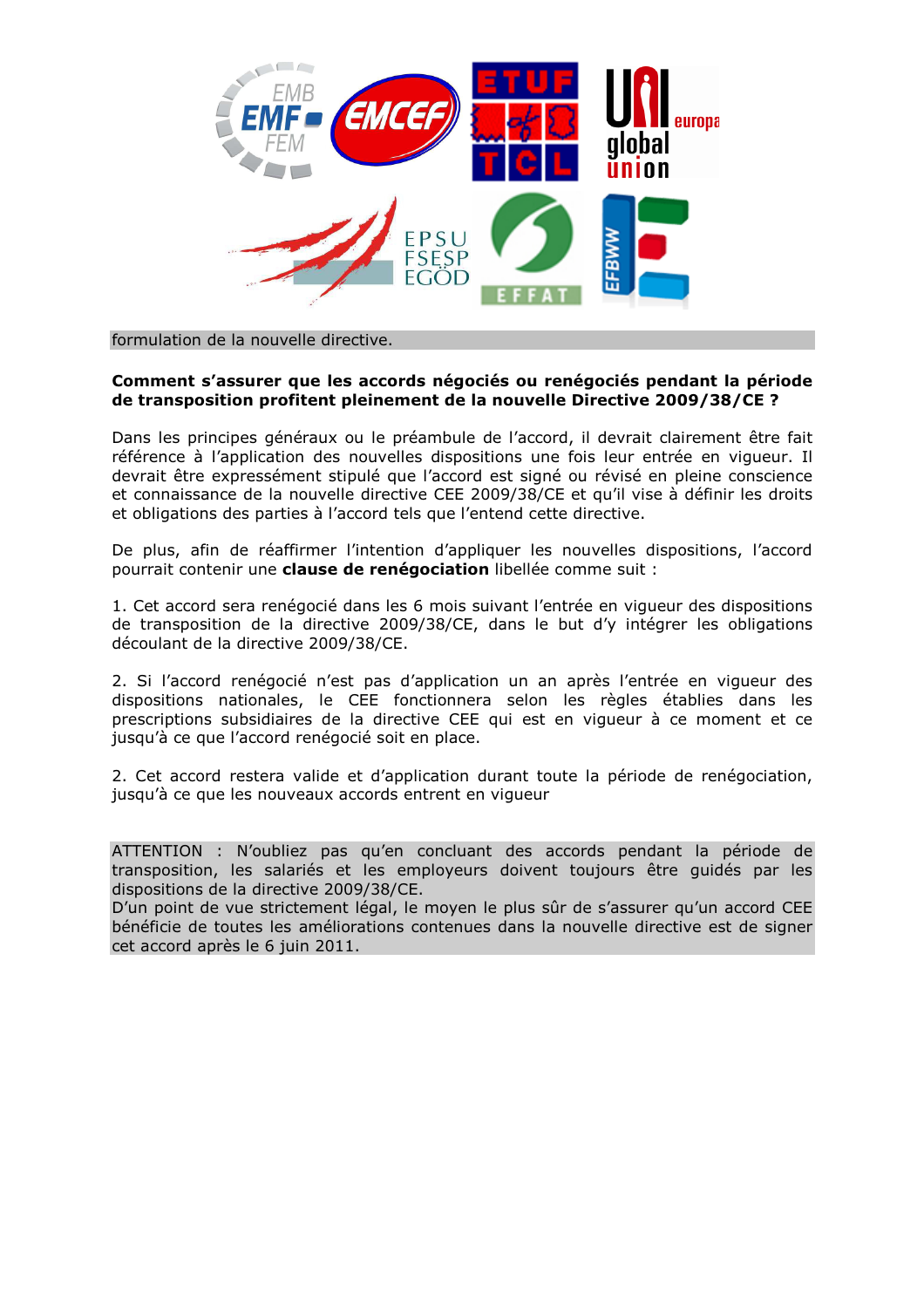formulation de la nouvelle directive.

**Comment s'assurer que les accords négociés ou renégociés pendant la période de transposition profitent pleinement de la nouvelle Directive 2009/38/CE ?**

Dans les principes généraux ou le préambule de l'accord, il devrait clairement être fait référence à l'application des nouvelles dispositions une fois leur entrée en vigueur. Il devrait être expressément stipulé que l'accord est signé ou révisé en pleine conscience et connaissance de la nouvelle directive CEE 2009/38/CE et qu'il vise à définir les droits et obligations des parties à l'accord tels que l'entend cette directive.

De plus, afin de réaffirmer l'intention d'appliquer les nouvelles dispositions, l'accord pourrait contenir une **clause de renégociation** libellée comme suit :

1. Cet accord sera renégocié dans les 6 mois suivant l'entrée en vigueur des dispositions de transposition de la directive 2009/38/CE, dans le but d'y intégrer les obligations découlant de la directive 2009/38/CE.

2. Si l'accord renégocié n'est pas d'application un an après l'entrée en vigueur des dispositions nationales, le CEE fonctionnera selon les règles établies dans les prescriptions subsidiaires de la directive CEE qui est en vigueur à ce moment et ce jusqu'à ce que l'accord renégocié soit en place.

2. Cet accord restera valide et d'application durant toute la période de renégociation, jusqu'à ce que les nouveaux accords entrent en vigueur

ATTENTION : N'oubliez pas qu'en concluant des accords pendant la période de transposition, les salariés et les employeurs doivent toujours être guidés par les dispositions de la directive 2009/38/CE.
D'un point de vue strictement légal, le moyen le plus sûr de s'assurer qu'un accord CEE bénéficie de toutes les améliorations contenues dans la nouvelle directive est de signer cet accord après le 6 juin 2011.